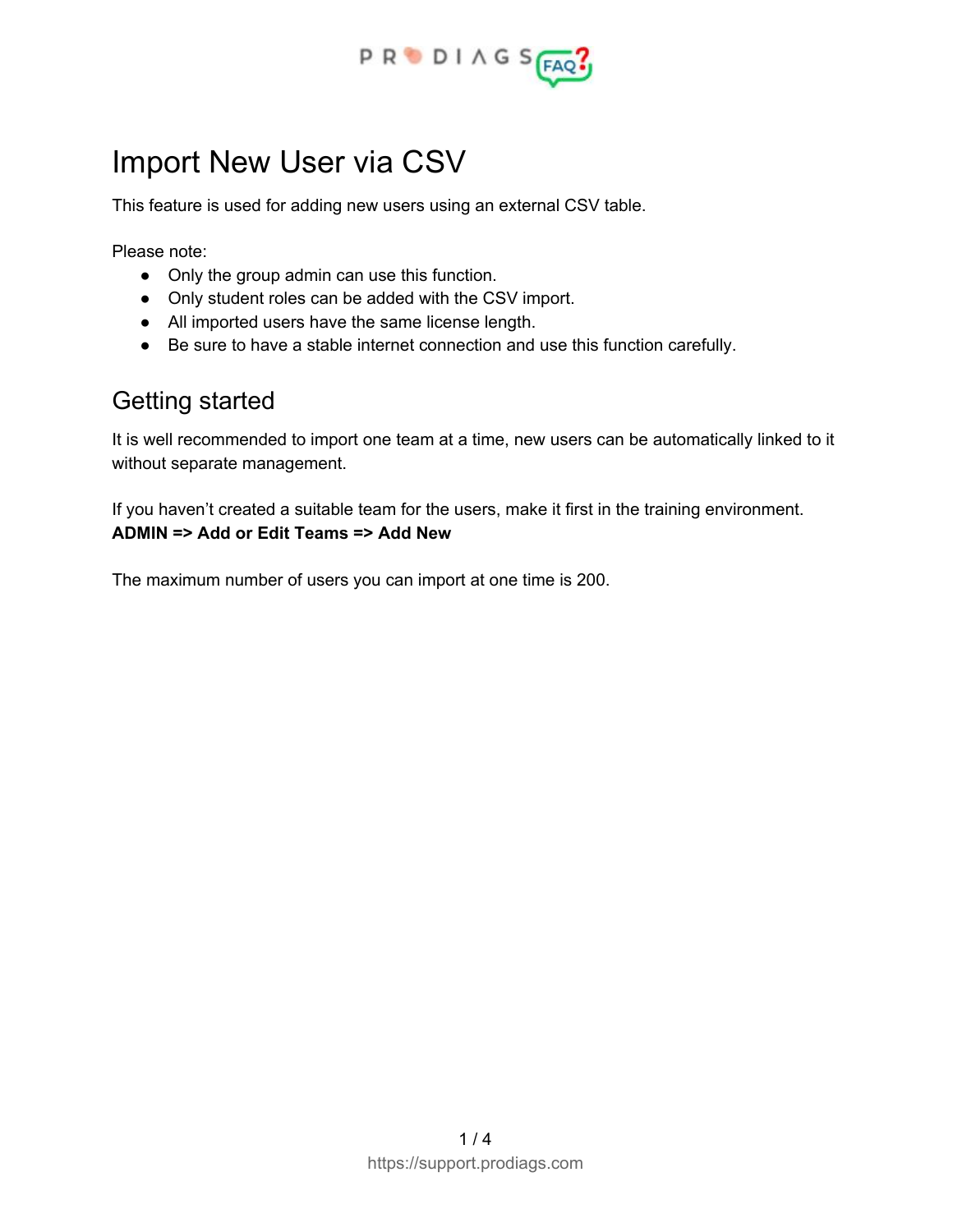# Import New User via CSV

This feature is used for adding new users using an external CSV table.

Please note:

- Only the group admin can use this function.
- Only student roles can be added with the CSV import.
- All imported users have the same license length.
- Be sure to have a stable internet connection and use this function carefully.

## Getting started

It is well recommended to import one team at a time, new users can be automatically linked to it without separate management.

If you haven't created a suitable team for the users, make it first in the training environment.
**ADMIN => Add or Edit Teams => Add New**

The maximum number of users you can import at one time is 200.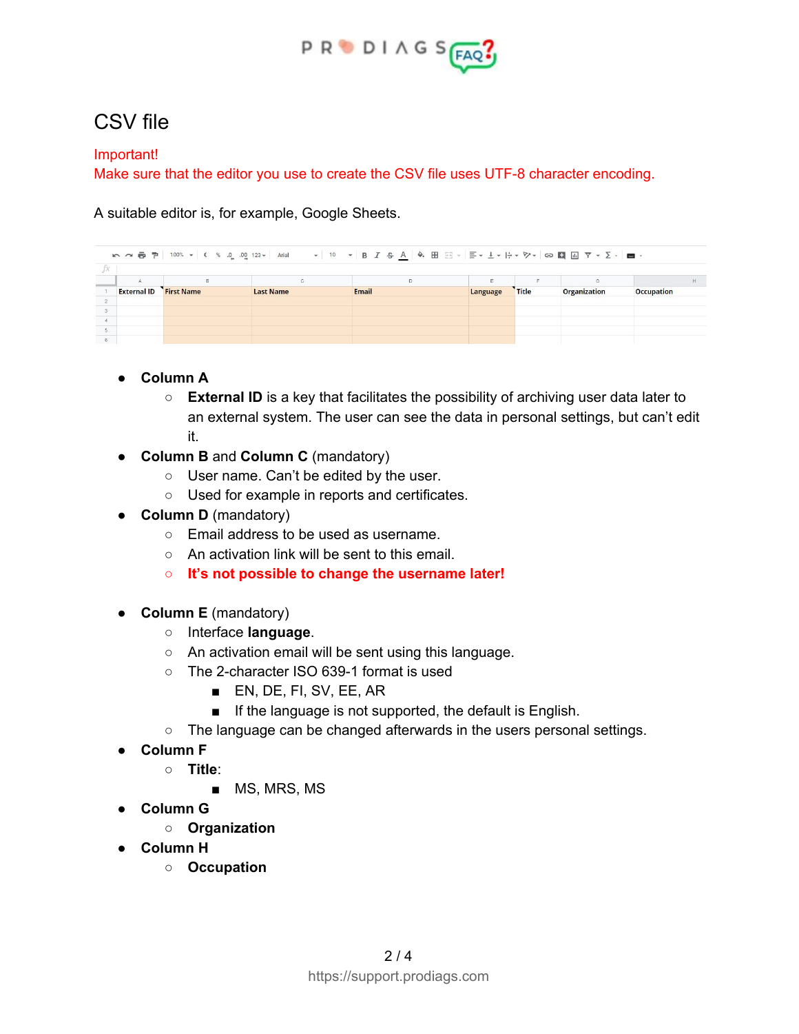# CSV file

Important!
Make sure that the editor you use to create the CSV file uses UTF-8 character encoding.

A suitable editor is, for example, Google Sheets.

| | A | B | C | D | E | F | G | H |
|---|---|---|---|---|---|---|---|---|
| 1 | External ID | First Name | Last Name | Email | Language | Title | Organization | Occupation |
| 2 | | | | | | | | |
| 3 | | | | | | | | |
| 4 | | | | | | | | |
| 5 | | | | | | | | |
| 6 | | | | | | | | |

- **Column A**
  - **External ID** is a key that facilitates the possibility of archiving user data later to an external system. The user can see the data in personal settings, but can't edit it.
- **Column B** and **Column C** (mandatory)
  - User name. Can't be edited by the user.
  - Used for example in reports and certificates.
- **Column D** (mandatory)
  - Email address to be used as username.
  - An activation link will be sent to this email.
  - **It's not possible to change the username later!**

- **Column E** (mandatory)
  - Interface **language**.
  - An activation email will be sent using this language.
  - The 2-character ISO 639-1 format is used
    - EN, DE, FI, SV, EE, AR
    - If the language is not supported, the default is English.
  - The language can be changed afterwards in the users personal settings.
- **Column F**
  - **Title**:
    - MS, MRS, MS
- **Column G**
  - **Organization**
- **Column H**
  - **Occupation**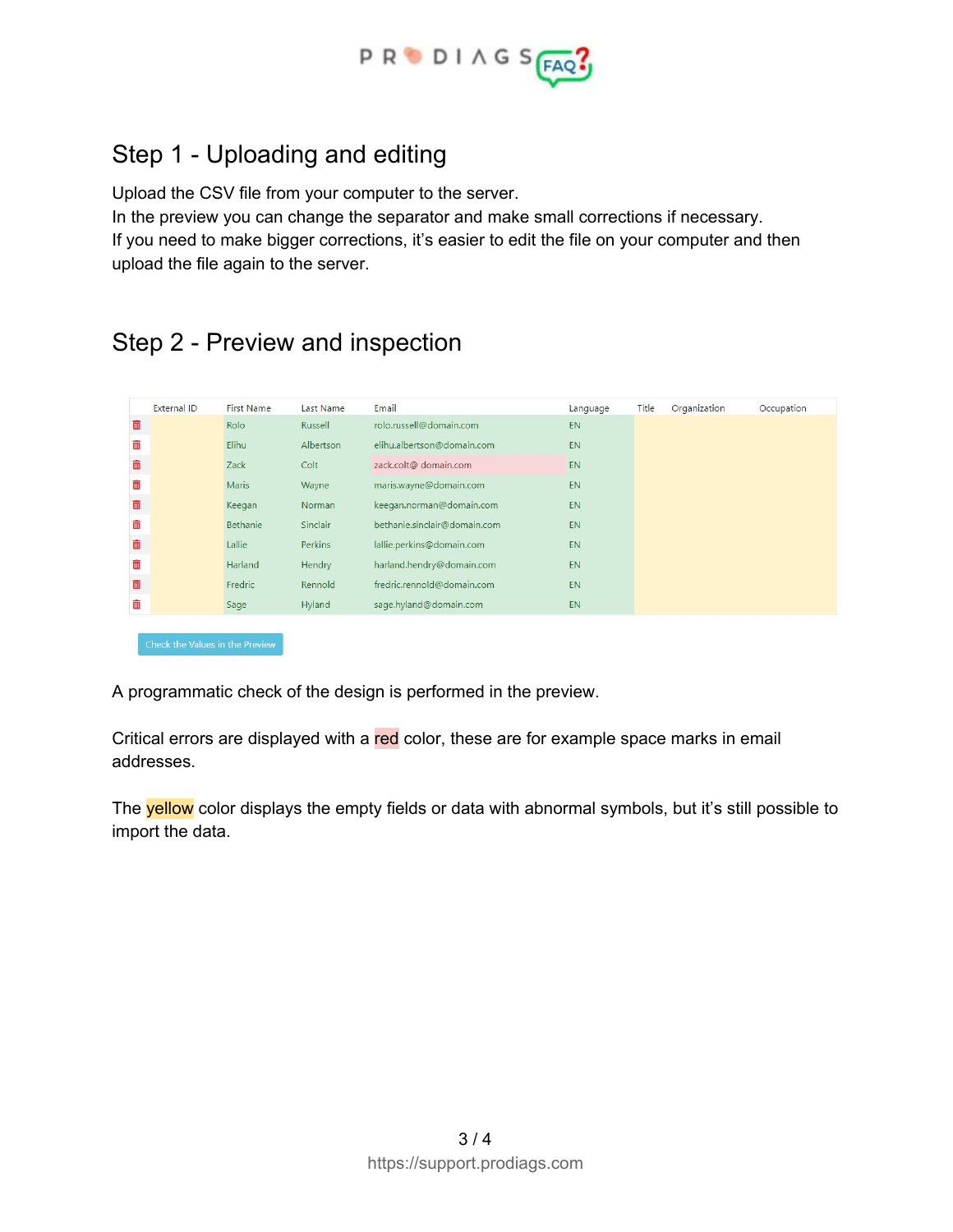## Step 1 - Uploading and editing

Upload the CSV file from your computer to the server.
In the preview you can change the separator and make small corrections if necessary.
If you need to make bigger corrections, it's easier to edit the file on your computer and then upload the file again to the server.

## Step 2 - Preview and inspection

| | External ID | First Name | Last Name | Email | Language | Title | Organization | Occupation |
|---|---|---|---|---|---|---|---|---|
| 🗑 | | Rolo | Russell | rolo.russell@domain.com | EN | | | |
| 🗑 | | Elihu | Albertson | elihu.albertson@domain.com | EN | | | |
| 🗑 | | Zack | Colt | zack.colt@ domain.com | EN | | | |
| 🗑 | | Maris | Wayne | maris.wayne@domain.com | EN | | | |
| 🗑 | | Keegan | Norman | keegan.norman@domain.com | EN | | | |
| 🗑 | | Bethanie | Sinclair | bethanie.sinclair@domain.com | EN | | | |
| 🗑 | | Lallie | Perkins | lallie.perkins@domain.com | EN | | | |
| 🗑 | | Harland | Hendry | harland.hendry@domain.com | EN | | | |
| 🗑 | | Fredric | Rennold | fredric.rennold@domain.com | EN | | | |
| 🗑 | | Sage | Hyland | sage.hyland@domain.com | EN | | | |

Check the Values in the Preview

A programmatic check of the design is performed in the preview.

Critical errors are displayed with a red color, these are for example space marks in email addresses.

The yellow color displays the empty fields or data with abnormal symbols, but it's still possible to import the data.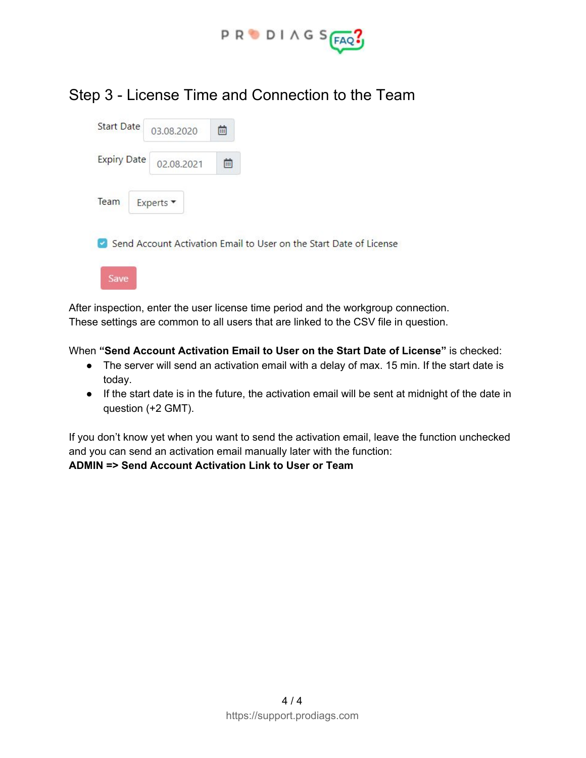# Step 3 - License Time and Connection to the Team

Start Date 03.08.2020

Expiry Date 02.08.2021

Team Experts

Send Account Activation Email to User on the Start Date of License

Save

After inspection, enter the user license time period and the workgroup connection.
These settings are common to all users that are linked to the CSV file in question.

When **"Send Account Activation Email to User on the Start Date of License"** is checked:

- The server will send an activation email with a delay of max. 15 min. If the start date is today.
- If the start date is in the future, the activation email will be sent at midnight of the date in question (+2 GMT).

If you don't know yet when you want to send the activation email, leave the function unchecked and you can send an activation email manually later with the function:
**ADMIN => Send Account Activation Link to User or Team**